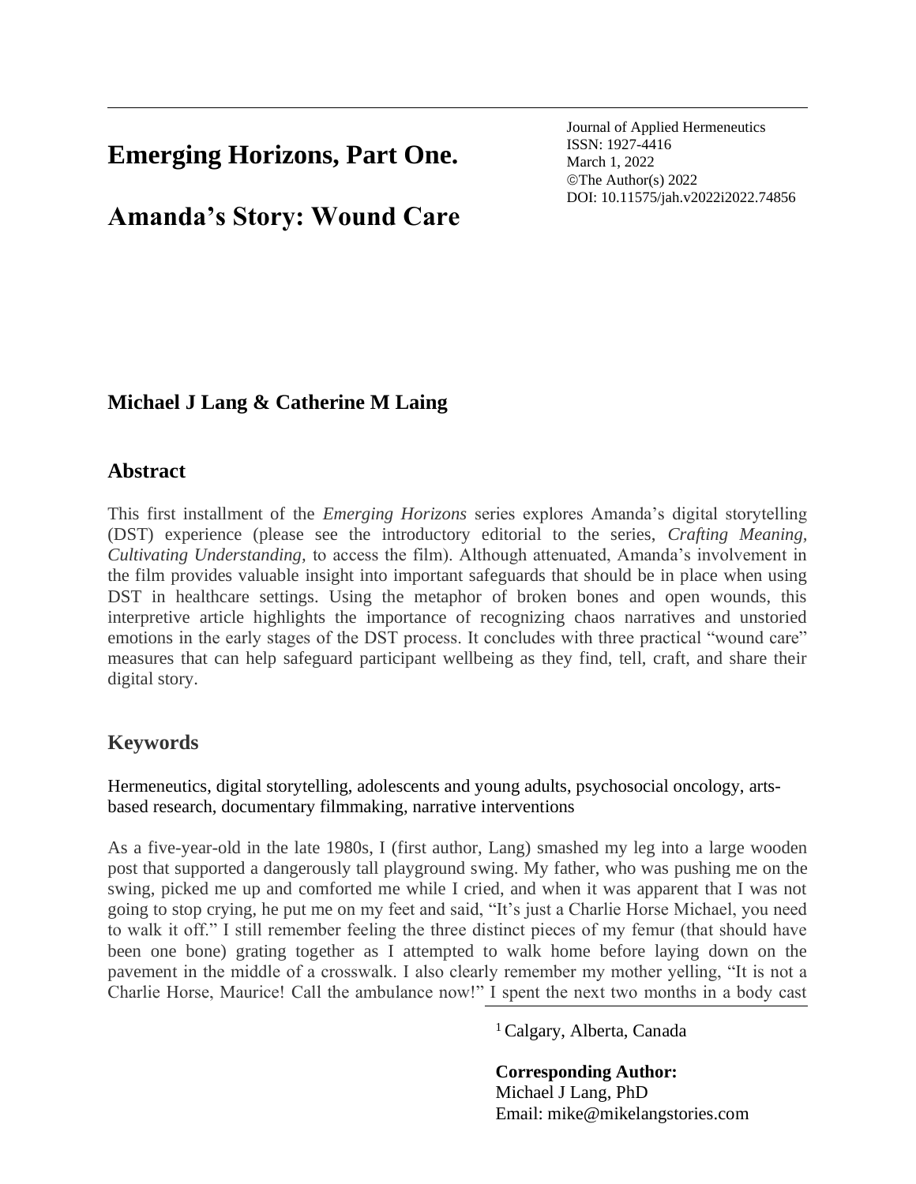# Emerging Horizons, Part One.

# Amanda's Story: Wound Care

Journal of Applied Hermeneutics
ISSN: 1927-4416
March 1, 2022
©The Author(s) 2022
DOI: 10.11575/jah.v2022i2022.74856

**Michael J Lang & Catherine M Laing**

## Abstract

This first installment of the *Emerging Horizons* series explores Amanda's digital storytelling (DST) experience (please see the introductory editorial to the series, *Crafting Meaning, Cultivating Understanding,* to access the film). Although attenuated, Amanda's involvement in the film provides valuable insight into important safeguards that should be in place when using DST in healthcare settings. Using the metaphor of broken bones and open wounds, this interpretive article highlights the importance of recognizing chaos narratives and unstoried emotions in the early stages of the DST process. It concludes with three practical "wound care" measures that can help safeguard participant wellbeing as they find, tell, craft, and share their digital story.

## Keywords

Hermeneutics, digital storytelling, adolescents and young adults, psychosocial oncology, arts-based research, documentary filmmaking, narrative interventions

As a five-year-old in the late 1980s, I (first author, Lang) smashed my leg into a large wooden post that supported a dangerously tall playground swing. My father, who was pushing me on the swing, picked me up and comforted me while I cried, and when it was apparent that I was not going to stop crying, he put me on my feet and said, "It's just a Charlie Horse Michael, you need to walk it off." I still remember feeling the three distinct pieces of my femur (that should have been one bone) grating together as I attempted to walk home before laying down on the pavement in the middle of a crosswalk. I also clearly remember my mother yelling, "It is not a Charlie Horse, Maurice! Call the ambulance now!" I spent the next two months in a body cast

[1] Calgary, Alberta, Canada

**Corresponding Author:**
Michael J Lang, PhD
Email: mike@mikelangstories.com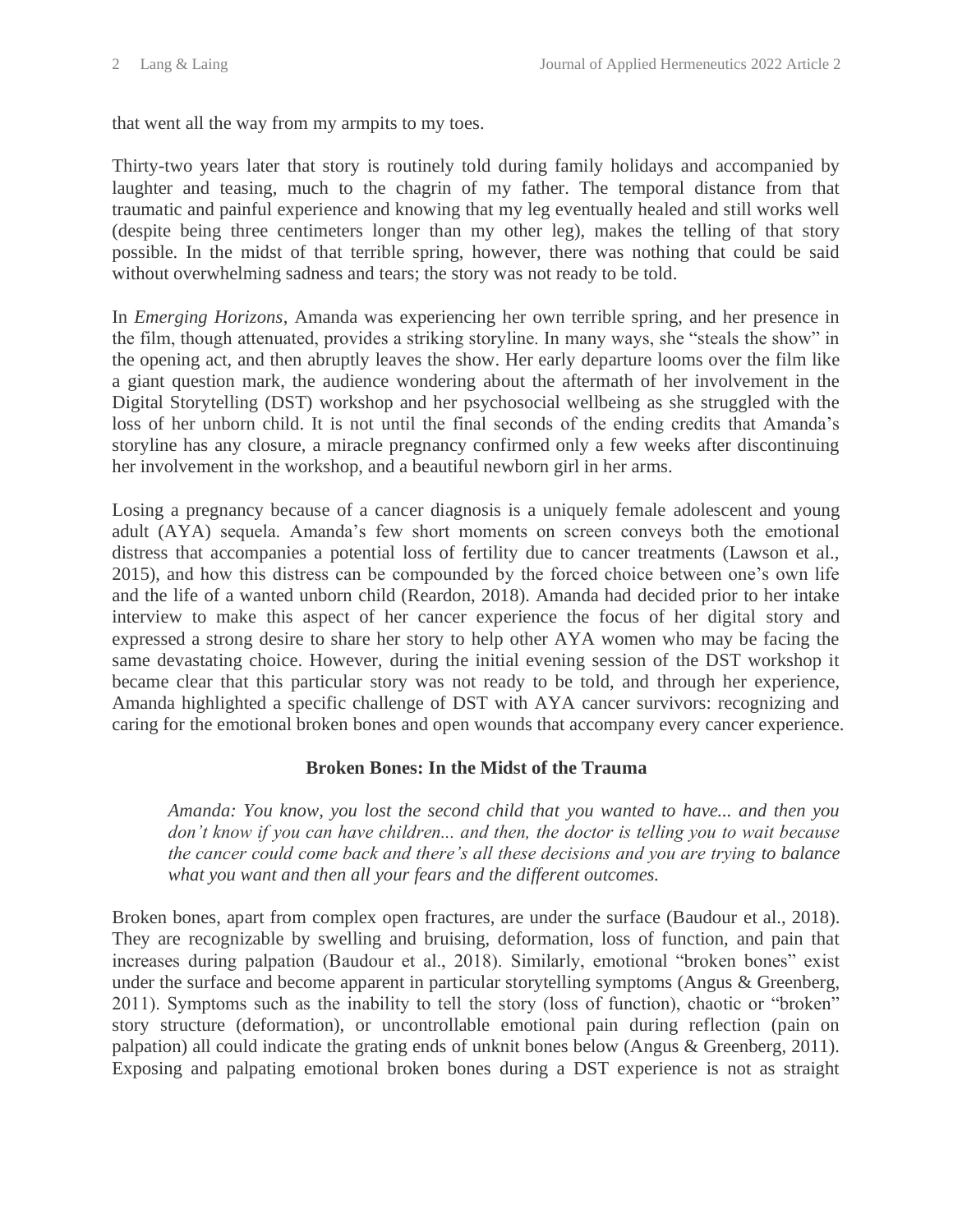that went all the way from my armpits to my toes.

Thirty-two years later that story is routinely told during family holidays and accompanied by laughter and teasing, much to the chagrin of my father. The temporal distance from that traumatic and painful experience and knowing that my leg eventually healed and still works well (despite being three centimeters longer than my other leg), makes the telling of that story possible. In the midst of that terrible spring, however, there was nothing that could be said without overwhelming sadness and tears; the story was not ready to be told.

In *Emerging Horizons*, Amanda was experiencing her own terrible spring, and her presence in the film, though attenuated, provides a striking storyline. In many ways, she "steals the show" in the opening act, and then abruptly leaves the show. Her early departure looms over the film like a giant question mark, the audience wondering about the aftermath of her involvement in the Digital Storytelling (DST) workshop and her psychosocial wellbeing as she struggled with the loss of her unborn child. It is not until the final seconds of the ending credits that Amanda's storyline has any closure, a miracle pregnancy confirmed only a few weeks after discontinuing her involvement in the workshop, and a beautiful newborn girl in her arms.

Losing a pregnancy because of a cancer diagnosis is a uniquely female adolescent and young adult (AYA) sequela. Amanda's few short moments on screen conveys both the emotional distress that accompanies a potential loss of fertility due to cancer treatments (Lawson et al., 2015), and how this distress can be compounded by the forced choice between one's own life and the life of a wanted unborn child (Reardon, 2018). Amanda had decided prior to her intake interview to make this aspect of her cancer experience the focus of her digital story and expressed a strong desire to share her story to help other AYA women who may be facing the same devastating choice. However, during the initial evening session of the DST workshop it became clear that this particular story was not ready to be told, and through her experience, Amanda highlighted a specific challenge of DST with AYA cancer survivors: recognizing and caring for the emotional broken bones and open wounds that accompany every cancer experience.

## Broken Bones: In the Midst of the Trauma

> *Amanda: You know, you lost the second child that you wanted to have... and then you don't know if you can have children... and then, the doctor is telling you to wait because the cancer could come back and there's all these decisions and you are trying to balance what you want and then all your fears and the different outcomes.*

Broken bones, apart from complex open fractures, are under the surface (Baudour et al., 2018). They are recognizable by swelling and bruising, deformation, loss of function, and pain that increases during palpation (Baudour et al., 2018). Similarly, emotional "broken bones" exist under the surface and become apparent in particular storytelling symptoms (Angus & Greenberg, 2011). Symptoms such as the inability to tell the story (loss of function), chaotic or "broken" story structure (deformation), or uncontrollable emotional pain during reflection (pain on palpation) all could indicate the grating ends of unknit bones below (Angus & Greenberg, 2011). Exposing and palpating emotional broken bones during a DST experience is not as straight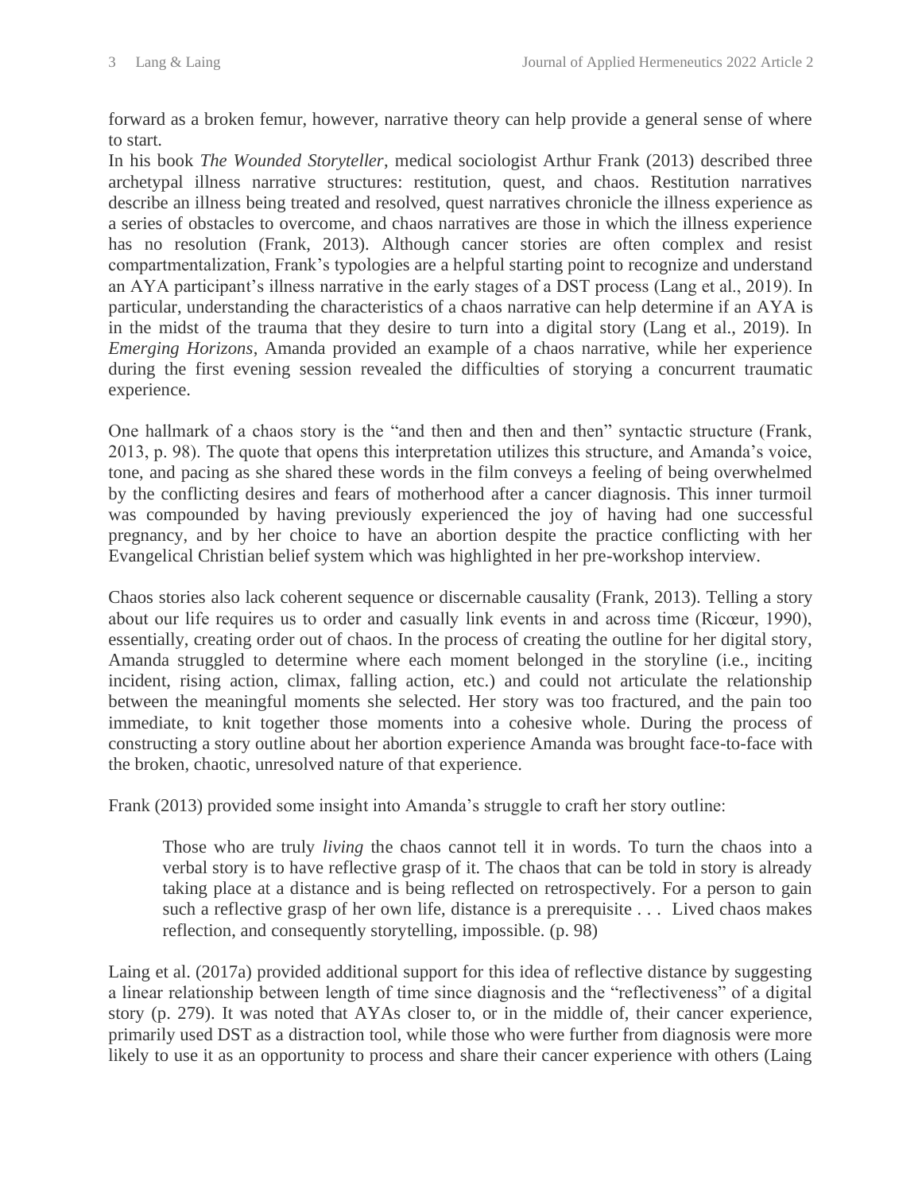forward as a broken femur, however, narrative theory can help provide a general sense of where to start.

In his book *The Wounded Storyteller*, medical sociologist Arthur Frank (2013) described three archetypal illness narrative structures: restitution, quest, and chaos. Restitution narratives describe an illness being treated and resolved, quest narratives chronicle the illness experience as a series of obstacles to overcome, and chaos narratives are those in which the illness experience has no resolution (Frank, 2013). Although cancer stories are often complex and resist compartmentalization, Frank's typologies are a helpful starting point to recognize and understand an AYA participant's illness narrative in the early stages of a DST process (Lang et al., 2019). In particular, understanding the characteristics of a chaos narrative can help determine if an AYA is in the midst of the trauma that they desire to turn into a digital story (Lang et al., 2019). In *Emerging Horizons*, Amanda provided an example of a chaos narrative, while her experience during the first evening session revealed the difficulties of storying a concurrent traumatic experience.

One hallmark of a chaos story is the "and then and then and then" syntactic structure (Frank, 2013, p. 98). The quote that opens this interpretation utilizes this structure, and Amanda's voice, tone, and pacing as she shared these words in the film conveys a feeling of being overwhelmed by the conflicting desires and fears of motherhood after a cancer diagnosis. This inner turmoil was compounded by having previously experienced the joy of having had one successful pregnancy, and by her choice to have an abortion despite the practice conflicting with her Evangelical Christian belief system which was highlighted in her pre-workshop interview.

Chaos stories also lack coherent sequence or discernable causality (Frank, 2013). Telling a story about our life requires us to order and casually link events in and across time (Ricœur, 1990), essentially, creating order out of chaos. In the process of creating the outline for her digital story, Amanda struggled to determine where each moment belonged in the storyline (i.e., inciting incident, rising action, climax, falling action, etc.) and could not articulate the relationship between the meaningful moments she selected. Her story was too fractured, and the pain too immediate, to knit together those moments into a cohesive whole. During the process of constructing a story outline about her abortion experience Amanda was brought face-to-face with the broken, chaotic, unresolved nature of that experience.

Frank (2013) provided some insight into Amanda's struggle to craft her story outline:

> Those who are truly *living* the chaos cannot tell it in words. To turn the chaos into a verbal story is to have reflective grasp of it. The chaos that can be told in story is already taking place at a distance and is being reflected on retrospectively. For a person to gain such a reflective grasp of her own life, distance is a prerequisite . . . Lived chaos makes reflection, and consequently storytelling, impossible. (p. 98)

Laing et al. (2017a) provided additional support for this idea of reflective distance by suggesting a linear relationship between length of time since diagnosis and the "reflectiveness" of a digital story (p. 279). It was noted that AYAs closer to, or in the middle of, their cancer experience, primarily used DST as a distraction tool, while those who were further from diagnosis were more likely to use it as an opportunity to process and share their cancer experience with others (Laing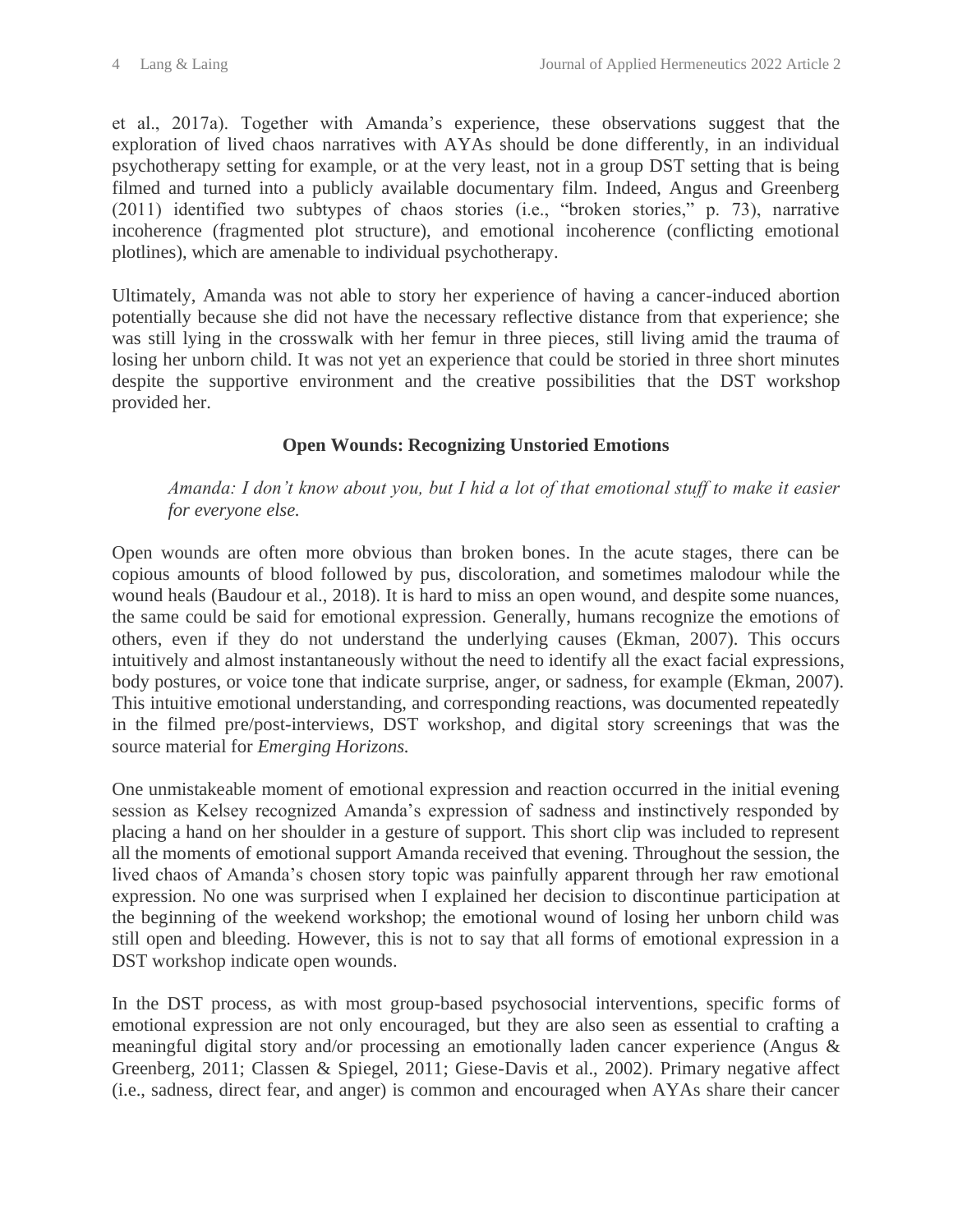et al., 2017a). Together with Amanda's experience, these observations suggest that the exploration of lived chaos narratives with AYAs should be done differently, in an individual psychotherapy setting for example, or at the very least, not in a group DST setting that is being filmed and turned into a publicly available documentary film. Indeed, Angus and Greenberg (2011) identified two subtypes of chaos stories (i.e., "broken stories," p. 73), narrative incoherence (fragmented plot structure), and emotional incoherence (conflicting emotional plotlines), which are amenable to individual psychotherapy.

Ultimately, Amanda was not able to story her experience of having a cancer-induced abortion potentially because she did not have the necessary reflective distance from that experience; she was still lying in the crosswalk with her femur in three pieces, still living amid the trauma of losing her unborn child. It was not yet an experience that could be storied in three short minutes despite the supportive environment and the creative possibilities that the DST workshop provided her.

## Open Wounds: Recognizing Unstoried Emotions

> *Amanda: I don't know about you, but I hid a lot of that emotional stuff to make it easier for everyone else.*

Open wounds are often more obvious than broken bones. In the acute stages, there can be copious amounts of blood followed by pus, discoloration, and sometimes malodour while the wound heals (Baudour et al., 2018). It is hard to miss an open wound, and despite some nuances, the same could be said for emotional expression. Generally, humans recognize the emotions of others, even if they do not understand the underlying causes (Ekman, 2007). This occurs intuitively and almost instantaneously without the need to identify all the exact facial expressions, body postures, or voice tone that indicate surprise, anger, or sadness, for example (Ekman, 2007). This intuitive emotional understanding, and corresponding reactions, was documented repeatedly in the filmed pre/post-interviews, DST workshop, and digital story screenings that was the source material for *Emerging Horizons.*

One unmistakeable moment of emotional expression and reaction occurred in the initial evening session as Kelsey recognized Amanda's expression of sadness and instinctively responded by placing a hand on her shoulder in a gesture of support. This short clip was included to represent all the moments of emotional support Amanda received that evening. Throughout the session, the lived chaos of Amanda's chosen story topic was painfully apparent through her raw emotional expression. No one was surprised when I explained her decision to discontinue participation at the beginning of the weekend workshop; the emotional wound of losing her unborn child was still open and bleeding. However, this is not to say that all forms of emotional expression in a DST workshop indicate open wounds.

In the DST process, as with most group-based psychosocial interventions, specific forms of emotional expression are not only encouraged, but they are also seen as essential to crafting a meaningful digital story and/or processing an emotionally laden cancer experience (Angus & Greenberg, 2011; Classen & Spiegel, 2011; Giese-Davis et al., 2002). Primary negative affect (i.e., sadness, direct fear, and anger) is common and encouraged when AYAs share their cancer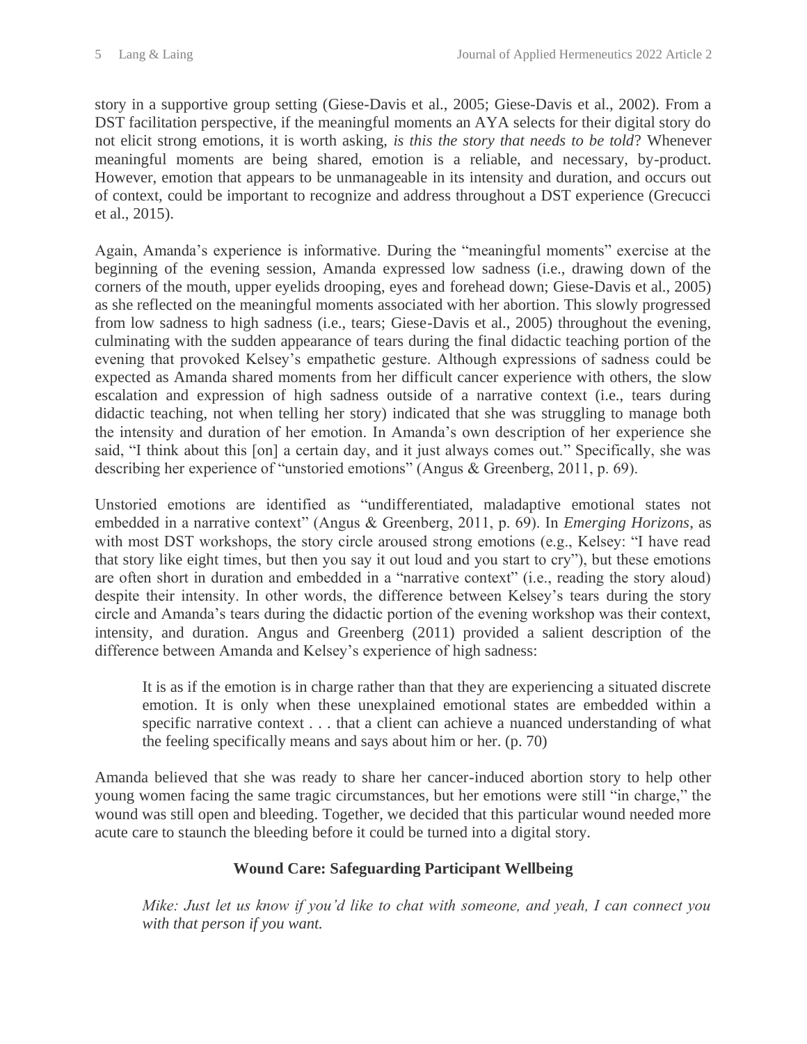story in a supportive group setting (Giese-Davis et al., 2005; Giese-Davis et al., 2002). From a DST facilitation perspective, if the meaningful moments an AYA selects for their digital story do not elicit strong emotions, it is worth asking, *is this the story that needs to be told*? Whenever meaningful moments are being shared, emotion is a reliable, and necessary, by-product. However, emotion that appears to be unmanageable in its intensity and duration, and occurs out of context, could be important to recognize and address throughout a DST experience (Grecucci et al., 2015).

Again, Amanda's experience is informative. During the "meaningful moments" exercise at the beginning of the evening session, Amanda expressed low sadness (i.e., drawing down of the corners of the mouth, upper eyelids drooping, eyes and forehead down; Giese-Davis et al., 2005) as she reflected on the meaningful moments associated with her abortion. This slowly progressed from low sadness to high sadness (i.e., tears; Giese-Davis et al., 2005) throughout the evening, culminating with the sudden appearance of tears during the final didactic teaching portion of the evening that provoked Kelsey's empathetic gesture. Although expressions of sadness could be expected as Amanda shared moments from her difficult cancer experience with others, the slow escalation and expression of high sadness outside of a narrative context (i.e., tears during didactic teaching, not when telling her story) indicated that she was struggling to manage both the intensity and duration of her emotion. In Amanda's own description of her experience she said, "I think about this [on] a certain day, and it just always comes out." Specifically, she was describing her experience of "unstoried emotions" (Angus & Greenberg, 2011, p. 69).

Unstoried emotions are identified as "undifferentiated, maladaptive emotional states not embedded in a narrative context" (Angus & Greenberg, 2011, p. 69). In *Emerging Horizons*, as with most DST workshops, the story circle aroused strong emotions (e.g., Kelsey: "I have read that story like eight times, but then you say it out loud and you start to cry"), but these emotions are often short in duration and embedded in a "narrative context" (i.e., reading the story aloud) despite their intensity. In other words, the difference between Kelsey's tears during the story circle and Amanda's tears during the didactic portion of the evening workshop was their context, intensity, and duration. Angus and Greenberg (2011) provided a salient description of the difference between Amanda and Kelsey's experience of high sadness:

> It is as if the emotion is in charge rather than that they are experiencing a situated discrete emotion. It is only when these unexplained emotional states are embedded within a specific narrative context . . . that a client can achieve a nuanced understanding of what the feeling specifically means and says about him or her. (p. 70)

Amanda believed that she was ready to share her cancer-induced abortion story to help other young women facing the same tragic circumstances, but her emotions were still "in charge," the wound was still open and bleeding. Together, we decided that this particular wound needed more acute care to staunch the bleeding before it could be turned into a digital story.

## Wound Care: Safeguarding Participant Wellbeing

> *Mike: Just let us know if you'd like to chat with someone, and yeah, I can connect you with that person if you want.*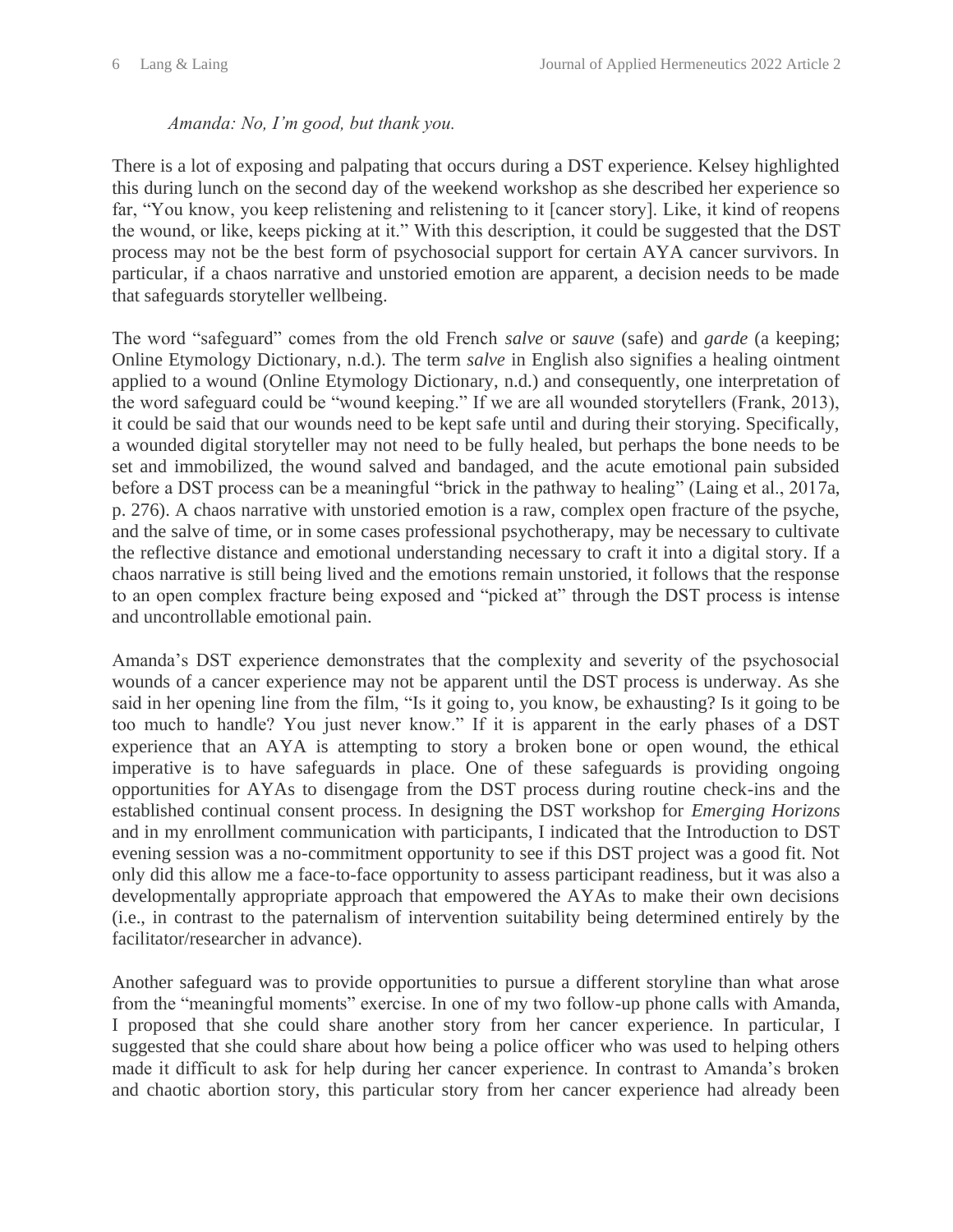*Amanda: No, I'm good, but thank you.*

There is a lot of exposing and palpating that occurs during a DST experience. Kelsey highlighted this during lunch on the second day of the weekend workshop as she described her experience so far, "You know, you keep relistening and relistening to it [cancer story]. Like, it kind of reopens the wound, or like, keeps picking at it." With this description, it could be suggested that the DST process may not be the best form of psychosocial support for certain AYA cancer survivors. In particular, if a chaos narrative and unstoried emotion are apparent, a decision needs to be made that safeguards storyteller wellbeing.

The word "safeguard" comes from the old French *salve* or *sauve* (safe) and *garde* (a keeping; Online Etymology Dictionary, n.d.). The term *salve* in English also signifies a healing ointment applied to a wound (Online Etymology Dictionary, n.d.) and consequently, one interpretation of the word safeguard could be "wound keeping." If we are all wounded storytellers (Frank, 2013), it could be said that our wounds need to be kept safe until and during their storying. Specifically, a wounded digital storyteller may not need to be fully healed, but perhaps the bone needs to be set and immobilized, the wound salved and bandaged, and the acute emotional pain subsided before a DST process can be a meaningful "brick in the pathway to healing" (Laing et al., 2017a, p. 276). A chaos narrative with unstoried emotion is a raw, complex open fracture of the psyche, and the salve of time, or in some cases professional psychotherapy, may be necessary to cultivate the reflective distance and emotional understanding necessary to craft it into a digital story. If a chaos narrative is still being lived and the emotions remain unstoried, it follows that the response to an open complex fracture being exposed and "picked at" through the DST process is intense and uncontrollable emotional pain.

Amanda's DST experience demonstrates that the complexity and severity of the psychosocial wounds of a cancer experience may not be apparent until the DST process is underway. As she said in her opening line from the film, "Is it going to, you know, be exhausting? Is it going to be too much to handle? You just never know." If it is apparent in the early phases of a DST experience that an AYA is attempting to story a broken bone or open wound, the ethical imperative is to have safeguards in place. One of these safeguards is providing ongoing opportunities for AYAs to disengage from the DST process during routine check-ins and the established continual consent process. In designing the DST workshop for *Emerging Horizons* and in my enrollment communication with participants, I indicated that the Introduction to DST evening session was a no-commitment opportunity to see if this DST project was a good fit. Not only did this allow me a face-to-face opportunity to assess participant readiness, but it was also a developmentally appropriate approach that empowered the AYAs to make their own decisions (i.e., in contrast to the paternalism of intervention suitability being determined entirely by the facilitator/researcher in advance).

Another safeguard was to provide opportunities to pursue a different storyline than what arose from the "meaningful moments" exercise. In one of my two follow-up phone calls with Amanda, I proposed that she could share another story from her cancer experience. In particular, I suggested that she could share about how being a police officer who was used to helping others made it difficult to ask for help during her cancer experience. In contrast to Amanda's broken and chaotic abortion story, this particular story from her cancer experience had already been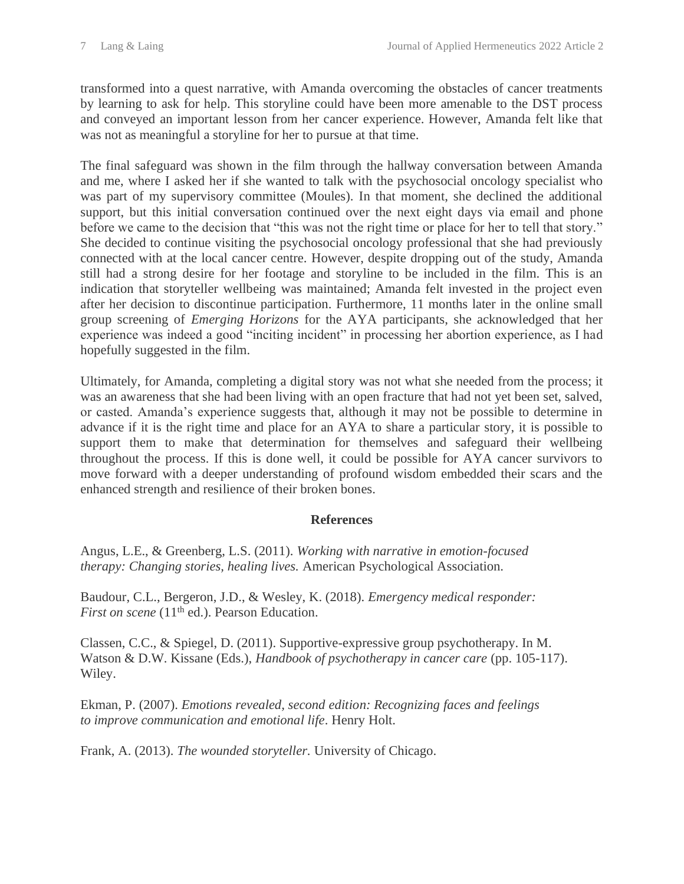transformed into a quest narrative, with Amanda overcoming the obstacles of cancer treatments by learning to ask for help. This storyline could have been more amenable to the DST process and conveyed an important lesson from her cancer experience. However, Amanda felt like that was not as meaningful a storyline for her to pursue at that time.

The final safeguard was shown in the film through the hallway conversation between Amanda and me, where I asked her if she wanted to talk with the psychosocial oncology specialist who was part of my supervisory committee (Moules). In that moment, she declined the additional support, but this initial conversation continued over the next eight days via email and phone before we came to the decision that "this was not the right time or place for her to tell that story." She decided to continue visiting the psychosocial oncology professional that she had previously connected with at the local cancer centre. However, despite dropping out of the study, Amanda still had a strong desire for her footage and storyline to be included in the film. This is an indication that storyteller wellbeing was maintained; Amanda felt invested in the project even after her decision to discontinue participation. Furthermore, 11 months later in the online small group screening of *Emerging Horizons* for the AYA participants, she acknowledged that her experience was indeed a good "inciting incident" in processing her abortion experience, as I had hopefully suggested in the film.

Ultimately, for Amanda, completing a digital story was not what she needed from the process; it was an awareness that she had been living with an open fracture that had not yet been set, salved, or casted. Amanda's experience suggests that, although it may not be possible to determine in advance if it is the right time and place for an AYA to share a particular story, it is possible to support them to make that determination for themselves and safeguard their wellbeing throughout the process. If this is done well, it could be possible for AYA cancer survivors to move forward with a deeper understanding of profound wisdom embedded their scars and the enhanced strength and resilience of their broken bones.

## References

Angus, L.E., & Greenberg, L.S. (2011). *Working with narrative in emotion-focused therapy: Changing stories, healing lives.* American Psychological Association.

Baudour, C.L., Bergeron, J.D., & Wesley, K. (2018). *Emergency medical responder: First on scene* (11th ed.). Pearson Education.

Classen, C.C., & Spiegel, D. (2011). Supportive-expressive group psychotherapy. In M. Watson & D.W. Kissane (Eds.), *Handbook of psychotherapy in cancer care* (pp. 105-117). Wiley.

Ekman, P. (2007). *Emotions revealed, second edition: Recognizing faces and feelings to improve communication and emotional life*. Henry Holt.

Frank, A. (2013). *The wounded storyteller.* University of Chicago.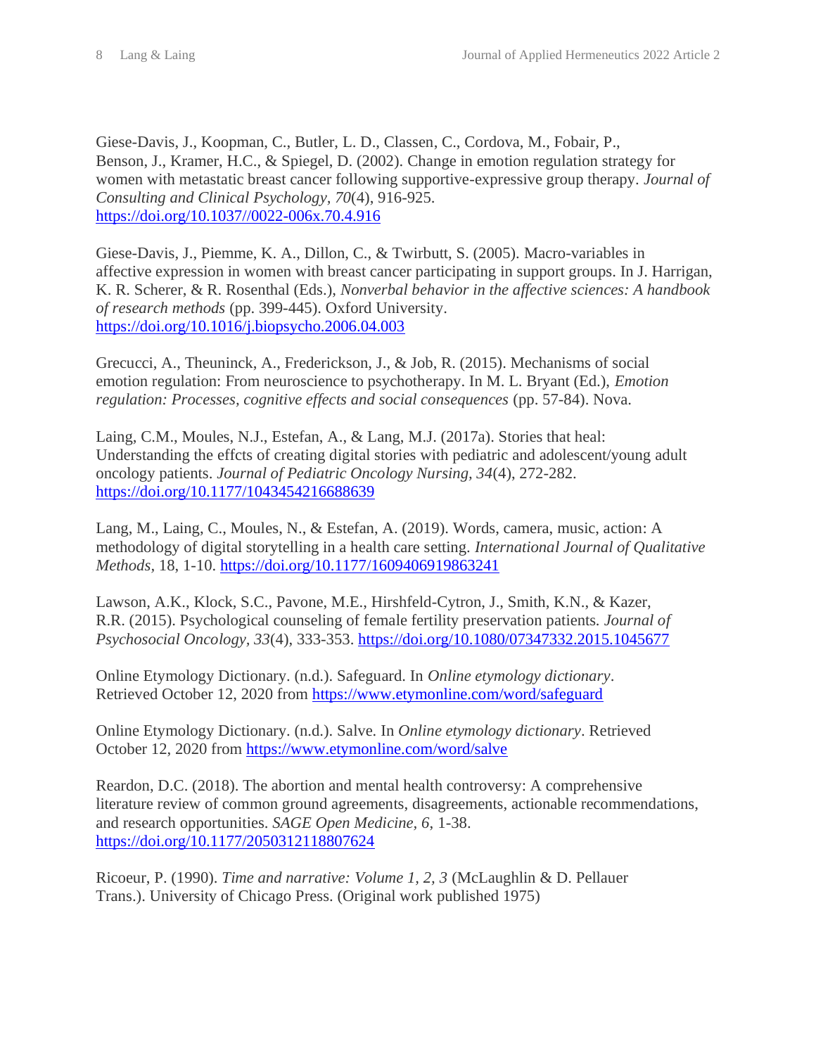Giese-Davis, J., Koopman, C., Butler, L. D., Classen, C., Cordova, M., Fobair, P., Benson, J., Kramer, H.C., & Spiegel, D. (2002). Change in emotion regulation strategy for women with metastatic breast cancer following supportive-expressive group therapy. *Journal of Consulting and Clinical Psychology, 70*(4), 916-925. https://doi.org/10.1037//0022-006x.70.4.916

Giese-Davis, J., Piemme, K. A., Dillon, C., & Twirbutt, S. (2005). Macro-variables in affective expression in women with breast cancer participating in support groups. In J. Harrigan, K. R. Scherer, & R. Rosenthal (Eds.), *Nonverbal behavior in the affective sciences: A handbook of research methods* (pp. 399-445). Oxford University. https://doi.org/10.1016/j.biopsycho.2006.04.003

Grecucci, A., Theuninck, A., Frederickson, J., & Job, R. (2015). Mechanisms of social emotion regulation: From neuroscience to psychotherapy. In M. L. Bryant (Ed.), *Emotion regulation: Processes, cognitive effects and social consequences* (pp. 57-84). Nova.

Laing, C.M., Moules, N.J., Estefan, A., & Lang, M.J. (2017a). Stories that heal: Understanding the effcts of creating digital stories with pediatric and adolescent/young adult oncology patients. *Journal of Pediatric Oncology Nursing, 34*(4), 272-282. https://doi.org/10.1177/1043454216688639

Lang, M., Laing, C., Moules, N., & Estefan, A. (2019). Words, camera, music, action: A methodology of digital storytelling in a health care setting. *International Journal of Qualitative Methods*, 18, 1-10. https://doi.org/10.1177/1609406919863241

Lawson, A.K., Klock, S.C., Pavone, M.E., Hirshfeld-Cytron, J., Smith, K.N., & Kazer, R.R. (2015). Psychological counseling of female fertility preservation patients. *Journal of Psychosocial Oncology, 33*(4), 333-353. https://doi.org/10.1080/07347332.2015.1045677

Online Etymology Dictionary. (n.d.). Safeguard. In *Online etymology dictionary*. Retrieved October 12, 2020 from https://www.etymonline.com/word/safeguard

Online Etymology Dictionary. (n.d.). Salve. In *Online etymology dictionary*. Retrieved October 12, 2020 from https://www.etymonline.com/word/salve

Reardon, D.C. (2018). The abortion and mental health controversy: A comprehensive literature review of common ground agreements, disagreements, actionable recommendations, and research opportunities. *SAGE Open Medicine, 6*, 1-38. https://doi.org/10.1177/2050312118807624

Ricoeur, P. (1990). *Time and narrative: Volume 1, 2, 3* (McLaughlin & D. Pellauer Trans.). University of Chicago Press. (Original work published 1975)